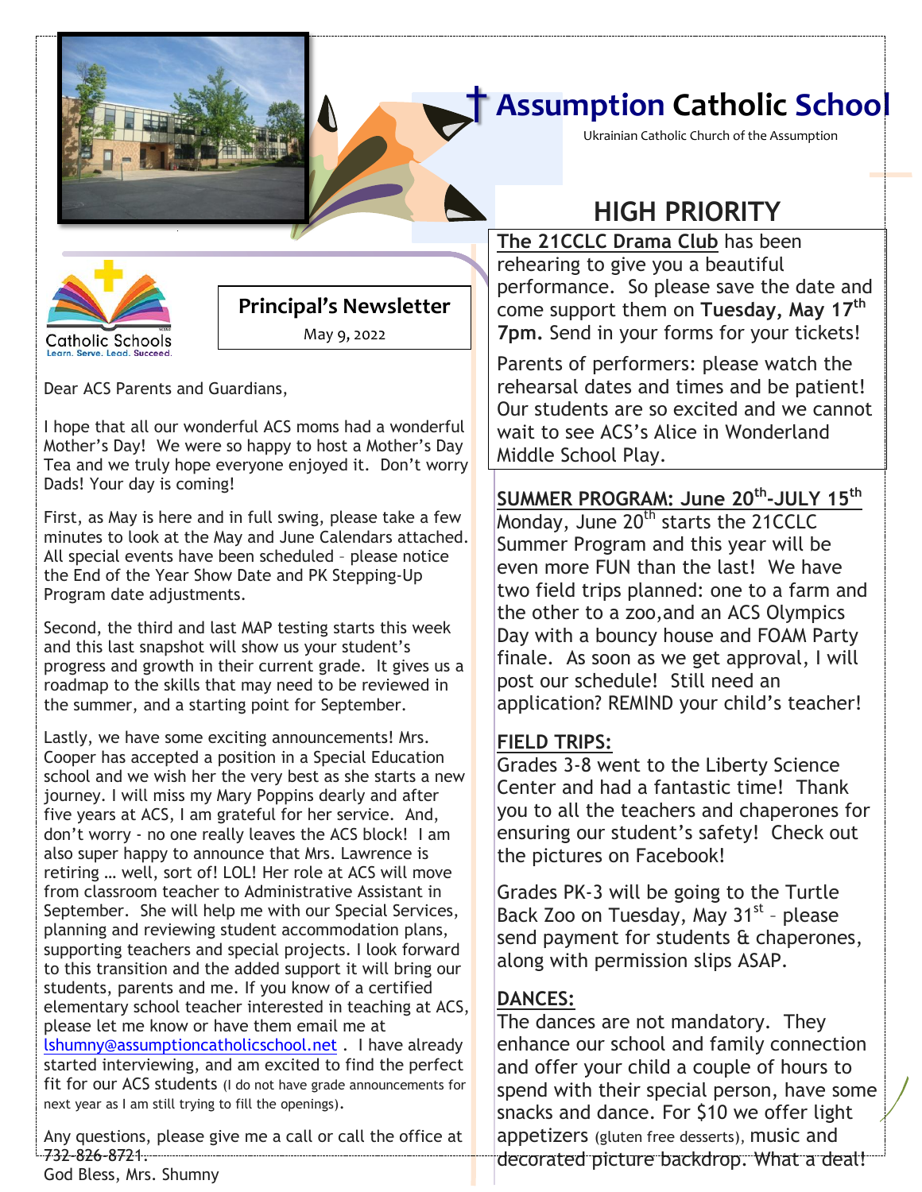# Assumption Catholic School

Ukrainian Catholic Church of the Assumption

Catholic Schools
Learn. Serve. Lead. Succeed.

## Principal's Newsletter

May 9, 2022

Dear ACS Parents and Guardians,

I hope that all our wonderful ACS moms had a wonderful Mother's Day! We were so happy to host a Mother's Day Tea and we truly hope everyone enjoyed it. Don't worry Dads! Your day is coming!

First, as May is here and in full swing, please take a few minutes to look at the May and June Calendars attached. All special events have been scheduled – please notice the End of the Year Show Date and PK Stepping-Up Program date adjustments.

Second, the third and last MAP testing starts this week and this last snapshot will show us your student's progress and growth in their current grade. It gives us a roadmap to the skills that may need to be reviewed in the summer, and a starting point for September.

Lastly, we have some exciting announcements! Mrs. Cooper has accepted a position in a Special Education school and we wish her the very best as she starts a new journey. I will miss my Mary Poppins dearly and after five years at ACS, I am grateful for her service. And, don't worry - no one really leaves the ACS block! I am also super happy to announce that Mrs. Lawrence is retiring … well, sort of! LOL! Her role at ACS will move from classroom teacher to Administrative Assistant in September. She will help me with our Special Services, planning and reviewing student accommodation plans, supporting teachers and special projects. I look forward to this transition and the added support it will bring our students, parents and me. If you know of a certified elementary school teacher interested in teaching at ACS, please let me know or have them email me at lshumny@assumptioncatholicschool.net . I have already started interviewing, and am excited to find the perfect fit for our ACS students (I do not have grade announcements for next year as I am still trying to fill the openings).

Any questions, please give me a call or call the office at 732-826-8721.

God Bless, Mrs. Shumny

## HIGH PRIORITY

**The 21CCLC Drama Club** has been rehearing to give you a beautiful performance. So please save the date and come support them on **Tuesday, May 17th 7pm.** Send in your forms for your tickets!

Parents of performers: please watch the rehearsal dates and times and be patient! Our students are so excited and we cannot wait to see ACS's Alice in Wonderland Middle School Play.

**SUMMER PROGRAM: June 20th-JULY 15th**

Monday, June 20th starts the 21CCLC Summer Program and this year will be even more FUN than the last! We have two field trips planned: one to a farm and the other to a zoo,and an ACS Olympics Day with a bouncy house and FOAM Party finale. As soon as we get approval, I will post our schedule! Still need an application? REMIND your child's teacher!

**FIELD TRIPS:**

Grades 3-8 went to the Liberty Science Center and had a fantastic time! Thank you to all the teachers and chaperones for ensuring our student's safety! Check out the pictures on Facebook!

Grades PK-3 will be going to the Turtle Back Zoo on Tuesday, May 31st – please send payment for students & chaperones, along with permission slips ASAP.

**DANCES:**

The dances are not mandatory. They enhance our school and family connection and offer your child a couple of hours to spend with their special person, have some snacks and dance. For $10 we offer light appetizers (gluten free desserts), music and decorated picture backdrop. What a deal!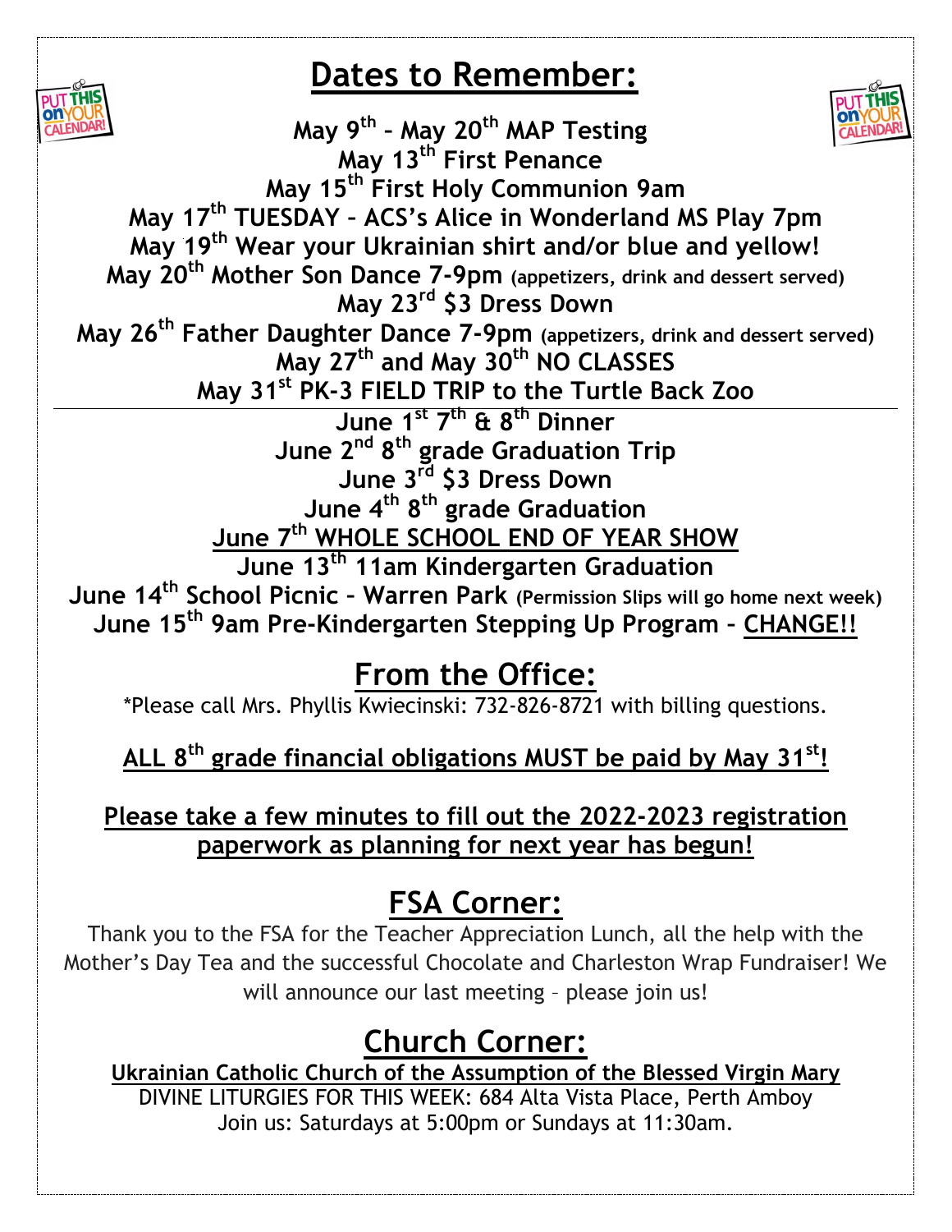# Dates to Remember:

**May 9th – May 20th MAP Testing**
**May 13th First Penance**
**May 15th First Holy Communion 9am**
**May 17th TUESDAY – ACS's Alice in Wonderland MS Play 7pm**
**May 19th Wear your Ukrainian shirt and/or blue and yellow!**
**May 20th Mother Son Dance 7-9pm (appetizers, drink and dessert served)**
**May 23rd $3 Dress Down**
**May 26th Father Daughter Dance 7-9pm (appetizers, drink and dessert served)**
**May 27th and May 30th NO CLASSES**
**May 31st PK-3 FIELD TRIP to the Turtle Back Zoo**

---

**June 1st 7th & 8th Dinner**
**June 2nd 8th grade Graduation Trip**
**June 3rd $3 Dress Down**
**June 4th 8th grade Graduation**
**June 7th WHOLE SCHOOL END OF YEAR SHOW**
**June 13th 11am Kindergarten Graduation**
**June 14th School Picnic – Warren Park (Permission Slips will go home next week)**
**June 15th 9am Pre-Kindergarten Stepping Up Program – CHANGE!!**

# From the Office:

*Please call Mrs. Phyllis Kwiecinski: 732-826-8721 with billing questions.

**ALL 8th grade financial obligations MUST be paid by May 31st!**

**Please take a few minutes to fill out the 2022-2023 registration paperwork as planning for next year has begun!**

# FSA Corner:

Thank you to the FSA for the Teacher Appreciation Lunch, all the help with the Mother's Day Tea and the successful Chocolate and Charleston Wrap Fundraiser! We will announce our last meeting – please join us!

# Church Corner:

**Ukrainian Catholic Church of the Assumption of the Blessed Virgin Mary**
DIVINE LITURGIES FOR THIS WEEK: 684 Alta Vista Place, Perth Amboy
Join us: Saturdays at 5:00pm or Sundays at 11:30am.